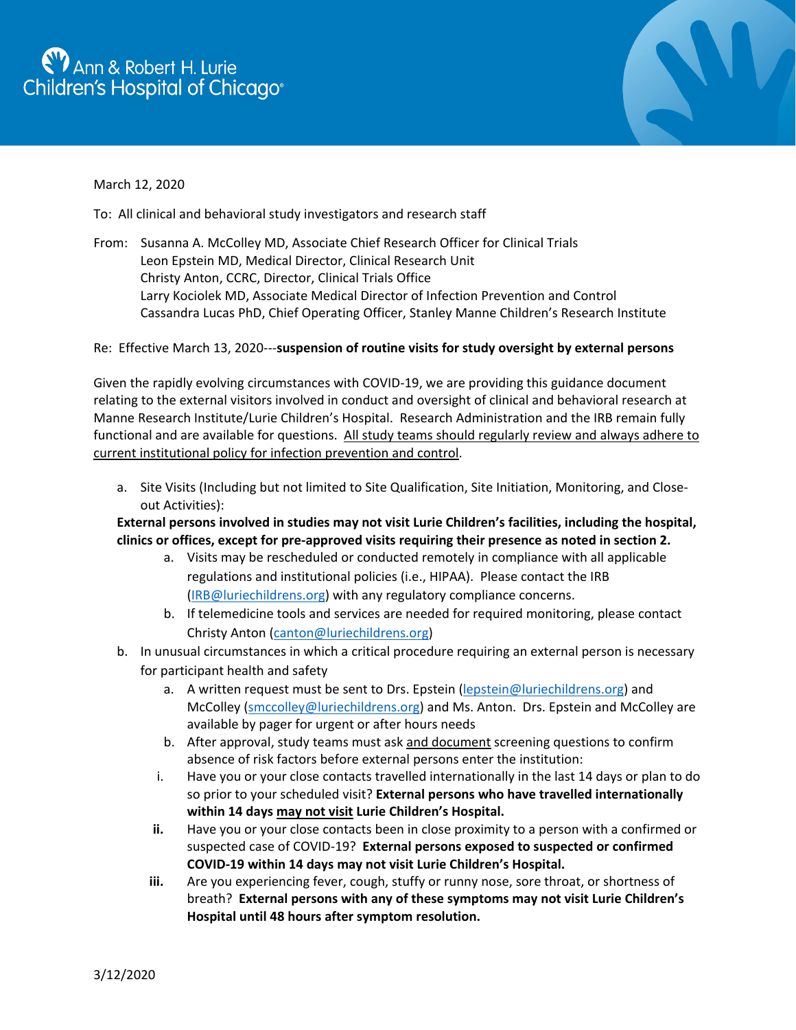Ann & Robert H. Lurie Children's Hospital of Chicago®

March 12, 2020

To: All clinical and behavioral study investigators and research staff

From: Susanna A. McColley MD, Associate Chief Research Officer for Clinical Trials
Leon Epstein MD, Medical Director, Clinical Research Unit
Christy Anton, CCRC, Director, Clinical Trials Office
Larry Kociolek MD, Associate Medical Director of Infection Prevention and Control
Cassandra Lucas PhD, Chief Operating Officer, Stanley Manne Children's Research Institute

Re: Effective March 13, 2020---**suspension of routine visits for study oversight by external persons**

Given the rapidly evolving circumstances with COVID-19, we are providing this guidance document relating to the external visitors involved in conduct and oversight of clinical and behavioral research at Manne Research Institute/Lurie Children's Hospital. Research Administration and the IRB remain fully functional and are available for questions. <u>All study teams should regularly review and always adhere to current institutional policy for infection prevention and control</u>.

a. Site Visits (Including but not limited to Site Qualification, Site Initiation, Monitoring, and Close-out Activities):
   **External persons involved in studies may not visit Lurie Children's facilities, including the hospital, clinics or offices, except for pre-approved visits requiring their presence as noted in section 2.**
   a. Visits may be rescheduled or conducted remotely in compliance with all applicable regulations and institutional policies (i.e., HIPAA). Please contact the IRB (IRB@luriechildrens.org) with any regulatory compliance concerns.
   b. If telemedicine tools and services are needed for required monitoring, please contact Christy Anton (canton@luriechildrens.org)

b. In unusual circumstances in which a critical procedure requiring an external person is necessary for participant health and safety
   a. A written request must be sent to Drs. Epstein (lepstein@luriechildrens.org) and McColley (smccolley@luriechildrens.org) and Ms. Anton. Drs. Epstein and McColley are available by pager for urgent or after hours needs
   b. After approval, study teams must ask <u>and document</u> screening questions to confirm absence of risk factors before external persons enter the institution:
   i. Have you or your close contacts travelled internationally in the last 14 days or plan to do so prior to your scheduled visit? **External persons who have travelled internationally within 14 days <u>may not visit</u> Lurie Children's Hospital.**
   **ii.** Have you or your close contacts been in close proximity to a person with a confirmed or suspected case of COVID-19? **External persons exposed to suspected or confirmed COVID-19 within 14 days may not visit Lurie Children's Hospital.**
   **iii.** Are you experiencing fever, cough, stuffy or runny nose, sore throat, or shortness of breath? **External persons with any of these symptoms may not visit Lurie Children's Hospital until 48 hours after symptom resolution.**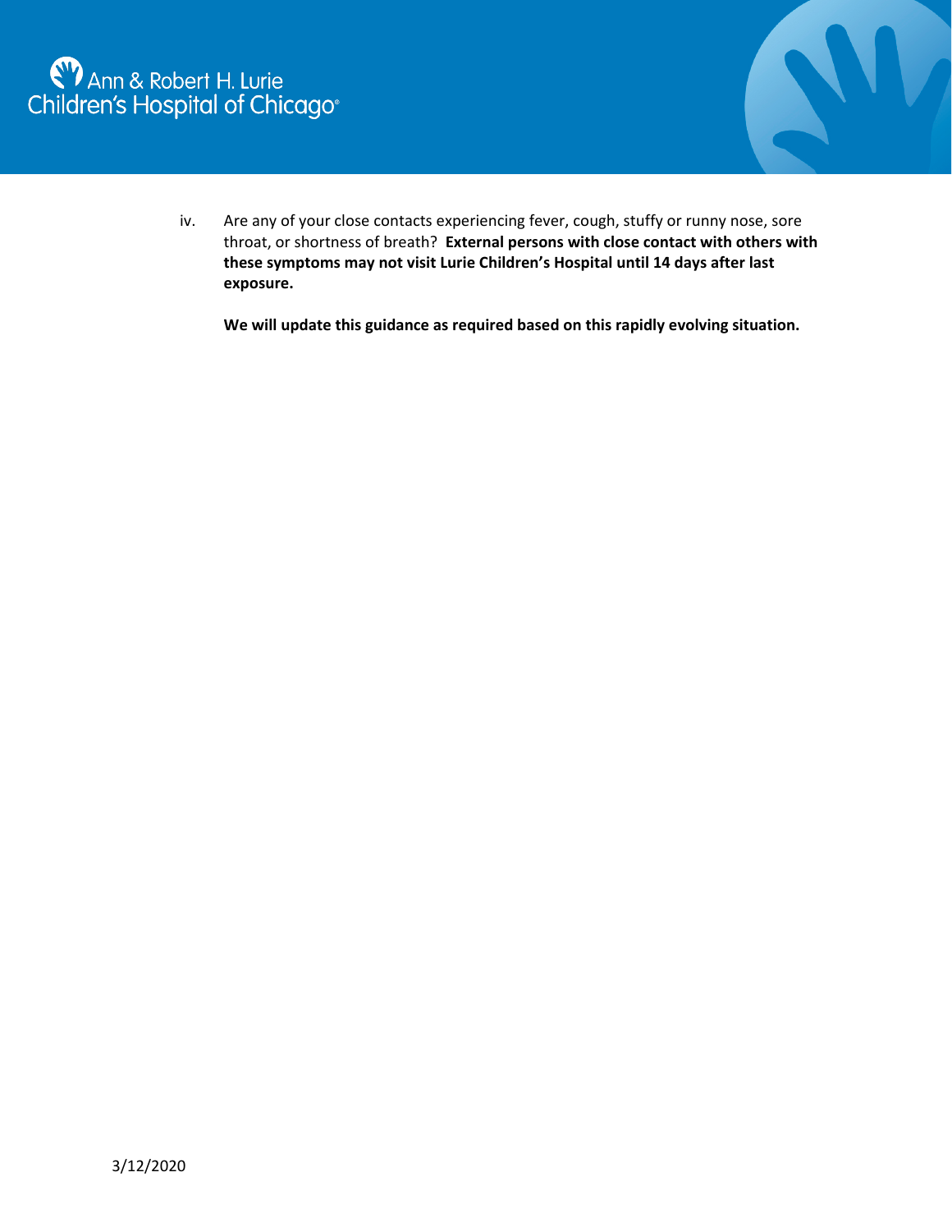iv. Are any of your close contacts experiencing fever, cough, stuffy or runny nose, sore throat, or shortness of breath? **External persons with close contact with others with these symptoms may not visit Lurie Children's Hospital until 14 days after last exposure.**

**We will update this guidance as required based on this rapidly evolving situation.**

3/12/2020